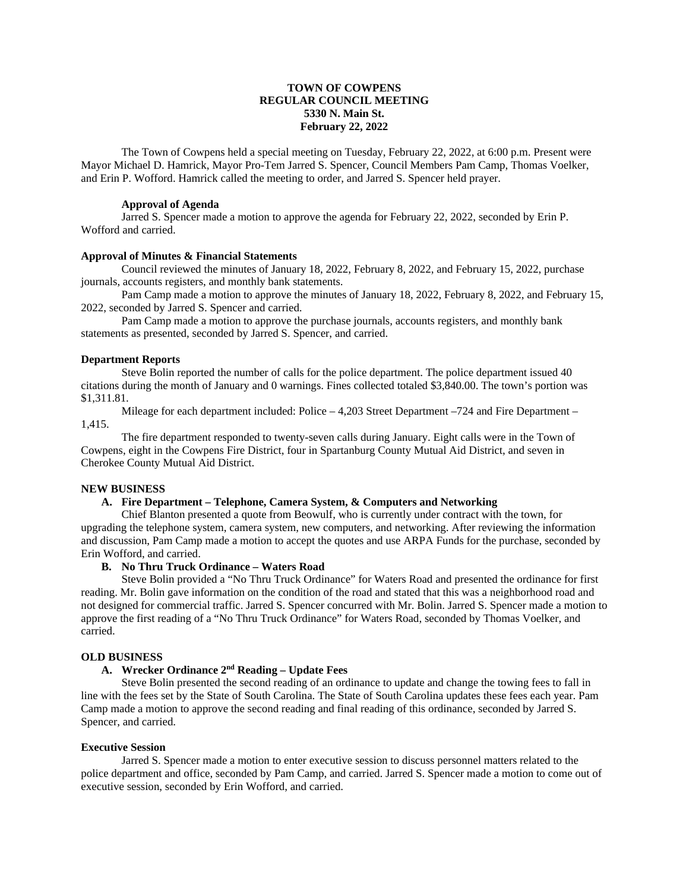**TOWN OF COWPENS**
**REGULAR COUNCIL MEETING**
**5330 N. Main St.**
**February 22, 2022**

The Town of Cowpens held a special meeting on Tuesday, February 22, 2022, at 6:00 p.m. Present were Mayor Michael D. Hamrick, Mayor Pro-Tem Jarred S. Spencer, Council Members Pam Camp, Thomas Voelker, and Erin P. Wofford. Hamrick called the meeting to order, and Jarred S. Spencer held prayer.

**Approval of Agenda**

Jarred S. Spencer made a motion to approve the agenda for February 22, 2022, seconded by Erin P. Wofford and carried.

**Approval of Minutes & Financial Statements**

Council reviewed the minutes of January 18, 2022, February 8, 2022, and February 15, 2022, purchase journals, accounts registers, and monthly bank statements.

Pam Camp made a motion to approve the minutes of January 18, 2022, February 8, 2022, and February 15, 2022, seconded by Jarred S. Spencer and carried.

Pam Camp made a motion to approve the purchase journals, accounts registers, and monthly bank statements as presented, seconded by Jarred S. Spencer, and carried.

**Department Reports**

Steve Bolin reported the number of calls for the police department. The police department issued 40 citations during the month of January and 0 warnings. Fines collected totaled $3,840.00. The town's portion was $1,311.81.

Mileage for each department included: Police – 4,203 Street Department –724 and Fire Department – 1,415.

The fire department responded to twenty-seven calls during January. Eight calls were in the Town of Cowpens, eight in the Cowpens Fire District, four in Spartanburg County Mutual Aid District, and seven in Cherokee County Mutual Aid District.

**NEW BUSINESS**

**A. Fire Department – Telephone, Camera System, & Computers and Networking**

Chief Blanton presented a quote from Beowulf, who is currently under contract with the town, for upgrading the telephone system, camera system, new computers, and networking. After reviewing the information and discussion, Pam Camp made a motion to accept the quotes and use ARPA Funds for the purchase, seconded by Erin Wofford, and carried.

**B. No Thru Truck Ordinance – Waters Road**

Steve Bolin provided a "No Thru Truck Ordinance" for Waters Road and presented the ordinance for first reading. Mr. Bolin gave information on the condition of the road and stated that this was a neighborhood road and not designed for commercial traffic. Jarred S. Spencer concurred with Mr. Bolin. Jarred S. Spencer made a motion to approve the first reading of a "No Thru Truck Ordinance" for Waters Road, seconded by Thomas Voelker, and carried.

**OLD BUSINESS**

**A. Wrecker Ordinance 2nd Reading – Update Fees**

Steve Bolin presented the second reading of an ordinance to update and change the towing fees to fall in line with the fees set by the State of South Carolina. The State of South Carolina updates these fees each year. Pam Camp made a motion to approve the second reading and final reading of this ordinance, seconded by Jarred S. Spencer, and carried.

**Executive Session**

Jarred S. Spencer made a motion to enter executive session to discuss personnel matters related to the police department and office, seconded by Pam Camp, and carried. Jarred S. Spencer made a motion to come out of executive session, seconded by Erin Wofford, and carried.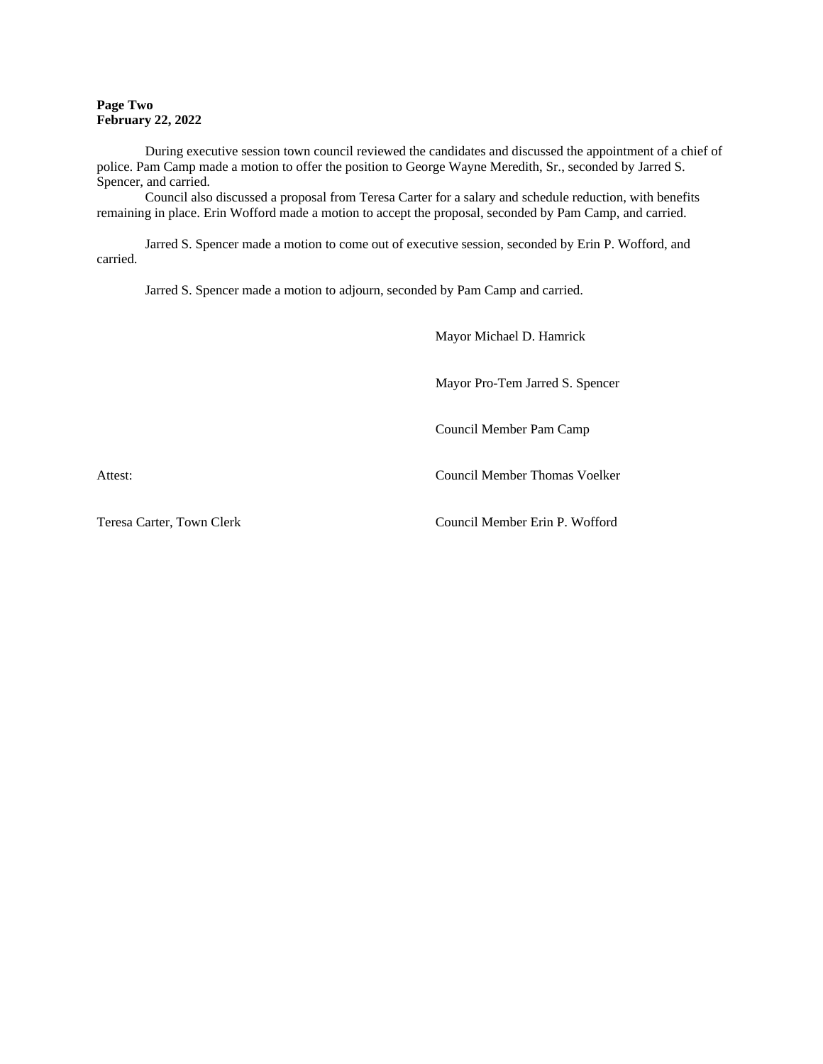**Page Two**
**February 22, 2022**

During executive session town council reviewed the candidates and discussed the appointment of a chief of police. Pam Camp made a motion to offer the position to George Wayne Meredith, Sr., seconded by Jarred S. Spencer, and carried.

Council also discussed a proposal from Teresa Carter for a salary and schedule reduction, with benefits remaining in place. Erin Wofford made a motion to accept the proposal, seconded by Pam Camp, and carried.

Jarred S. Spencer made a motion to come out of executive session, seconded by Erin P. Wofford, and carried.

Jarred S. Spencer made a motion to adjourn, seconded by Pam Camp and carried.

Mayor Michael D. Hamrick

Mayor Pro-Tem Jarred S. Spencer

Council Member Pam Camp

Attest:

Council Member Thomas Voelker

Teresa Carter, Town Clerk

Council Member Erin P. Wofford